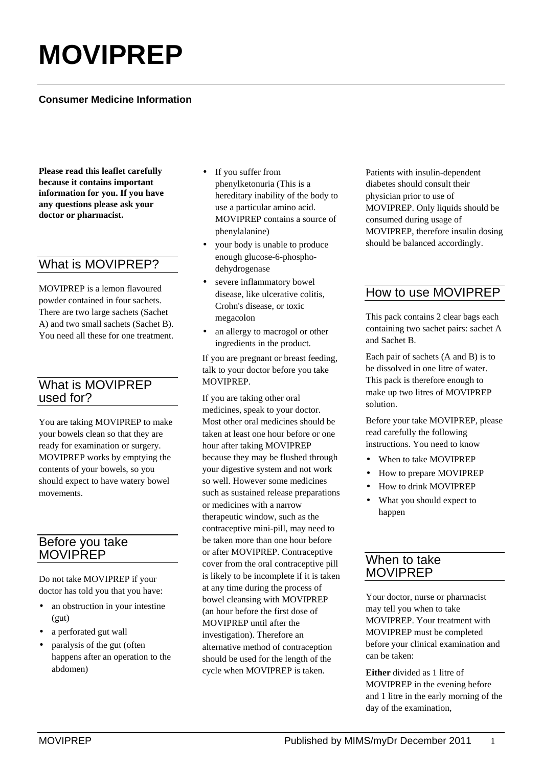# MOVIPREP

**Consumer Medicine Information**

**Please read this leaflet carefully because it contains important information for you. If you have any questions please ask your doctor or pharmacist.**

## What is MOVIPREP?

MOVIPREP is a lemon flavoured powder contained in four sachets. There are two large sachets (Sachet A) and two small sachets (Sachet B). You need all these for one treatment.

## What is MOVIPREP used for?

You are taking MOVIPREP to make your bowels clean so that they are ready for examination or surgery. MOVIPREP works by emptying the contents of your bowels, so you should expect to have watery bowel movements.

## Before you take MOVIPREP

Do not take MOVIPREP if your doctor has told you that you have:

- an obstruction in your intestine (gut)
- a perforated gut wall
- paralysis of the gut (often happens after an operation to the abdomen)
- If you suffer from phenylketonuria (This is a hereditary inability of the body to use a particular amino acid. MOVIPREP contains a source of phenylalanine)
- your body is unable to produce enough glucose-6-phospho-dehydrogenase
- severe inflammatory bowel disease, like ulcerative colitis, Crohn's disease, or toxic megacolon
- an allergy to macrogol or other ingredients in the product.

If you are pregnant or breast feeding, talk to your doctor before you take MOVIPREP.

If you are taking other oral medicines, speak to your doctor. Most other oral medicines should be taken at least one hour before or one hour after taking MOVIPREP because they may be flushed through your digestive system and not work so well. However some medicines such as sustained release preparations or medicines with a narrow therapeutic window, such as the contraceptive mini-pill, may need to be taken more than one hour before or after MOVIPREP. Contraceptive cover from the oral contraceptive pill is likely to be incomplete if it is taken at any time during the process of bowel cleansing with MOVIPREP (an hour before the first dose of MOVIPREP until after the investigation). Therefore an alternative method of contraception should be used for the length of the cycle when MOVIPREP is taken.

Patients with insulin-dependent diabetes should consult their physician prior to use of MOVIPREP. Only liquids should be consumed during usage of MOVIPREP, therefore insulin dosing should be balanced accordingly.

## How to use MOVIPREP

This pack contains 2 clear bags each containing two sachet pairs: sachet A and Sachet B.

Each pair of sachets (A and B) is to be dissolved in one litre of water. This pack is therefore enough to make up two litres of MOVIPREP solution.

Before your take MOVIPREP, please read carefully the following instructions. You need to know

- When to take MOVIPREP
- How to prepare MOVIPREP
- How to drink MOVIPREP
- What you should expect to happen

## When to take MOVIPREP

Your doctor, nurse or pharmacist may tell you when to take MOVIPREP. Your treatment with MOVIPREP must be completed before your clinical examination and can be taken:

**Either** divided as 1 litre of MOVIPREP in the evening before and 1 litre in the early morning of the day of the examination,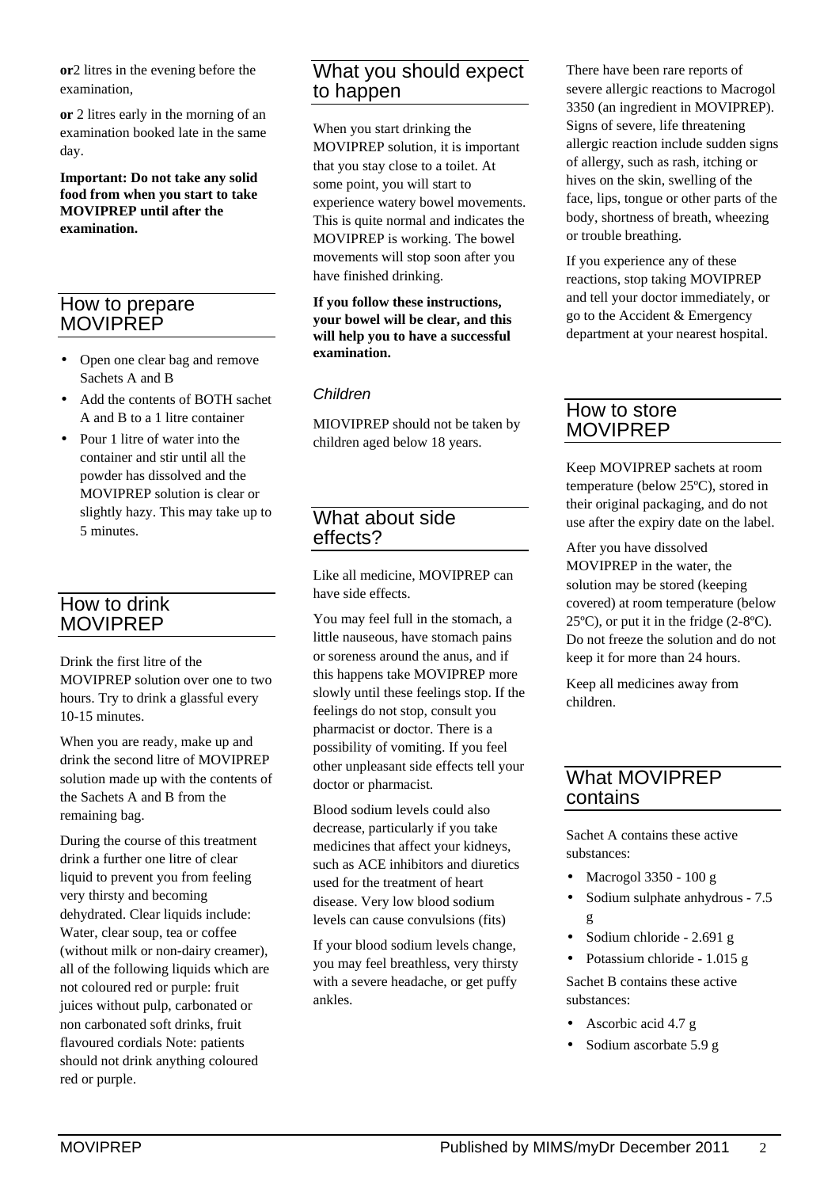**or**2 litres in the evening before the examination,

**or** 2 litres early in the morning of an examination booked late in the same day.

**Important: Do not take any solid food from when you start to take MOVIPREP until after the examination.**

## How to prepare MOVIPREP

- Open one clear bag and remove Sachets A and B
- Add the contents of BOTH sachet A and B to a 1 litre container
- Pour 1 litre of water into the container and stir until all the powder has dissolved and the MOVIPREP solution is clear or slightly hazy. This may take up to 5 minutes.

## How to drink MOVIPREP

Drink the first litre of the MOVIPREP solution over one to two hours. Try to drink a glassful every 10-15 minutes.

When you are ready, make up and drink the second litre of MOVIPREP solution made up with the contents of the Sachets A and B from the remaining bag.

During the course of this treatment drink a further one litre of clear liquid to prevent you from feeling very thirsty and becoming dehydrated. Clear liquids include: Water, clear soup, tea or coffee (without milk or non-dairy creamer), all of the following liquids which are not coloured red or purple: fruit juices without pulp, carbonated or non carbonated soft drinks, fruit flavoured cordials Note: patients should not drink anything coloured red or purple.

## What you should expect to happen

When you start drinking the MOVIPREP solution, it is important that you stay close to a toilet. At some point, you will start to experience watery bowel movements. This is quite normal and indicates the MOVIPREP is working. The bowel movements will stop soon after you have finished drinking.

**If you follow these instructions, your bowel will be clear, and this will help you to have a successful examination.**

### *Children*

MIOVIPREP should not be taken by children aged below 18 years.

## What about side effects?

Like all medicine, MOVIPREP can have side effects.

You may feel full in the stomach, a little nauseous, have stomach pains or soreness around the anus, and if this happens take MOVIPREP more slowly until these feelings stop. If the feelings do not stop, consult you pharmacist or doctor. There is a possibility of vomiting. If you feel other unpleasant side effects tell your doctor or pharmacist.

Blood sodium levels could also decrease, particularly if you take medicines that affect your kidneys, such as ACE inhibitors and diuretics used for the treatment of heart disease. Very low blood sodium levels can cause convulsions (fits)

If your blood sodium levels change, you may feel breathless, very thirsty with a severe headache, or get puffy ankles.

There have been rare reports of severe allergic reactions to Macrogol 3350 (an ingredient in MOVIPREP). Signs of severe, life threatening allergic reaction include sudden signs of allergy, such as rash, itching or hives on the skin, swelling of the face, lips, tongue or other parts of the body, shortness of breath, wheezing or trouble breathing.

If you experience any of these reactions, stop taking MOVIPREP and tell your doctor immediately, or go to the Accident & Emergency department at your nearest hospital.

## How to store MOVIPREP

Keep MOVIPREP sachets at room temperature (below 25ºC), stored in their original packaging, and do not use after the expiry date on the label.

After you have dissolved MOVIPREP in the water, the solution may be stored (keeping covered) at room temperature (below 25ºC), or put it in the fridge (2-8ºC). Do not freeze the solution and do not keep it for more than 24 hours.

Keep all medicines away from children.

## What MOVIPREP contains

Sachet A contains these active substances:

- Macrogol 3350 - 100 g
- Sodium sulphate anhydrous - 7.5 g
- Sodium chloride - 2.691 g
- Potassium chloride - 1.015 g

Sachet B contains these active substances:

- Ascorbic acid 4.7 g
- Sodium ascorbate 5.9 g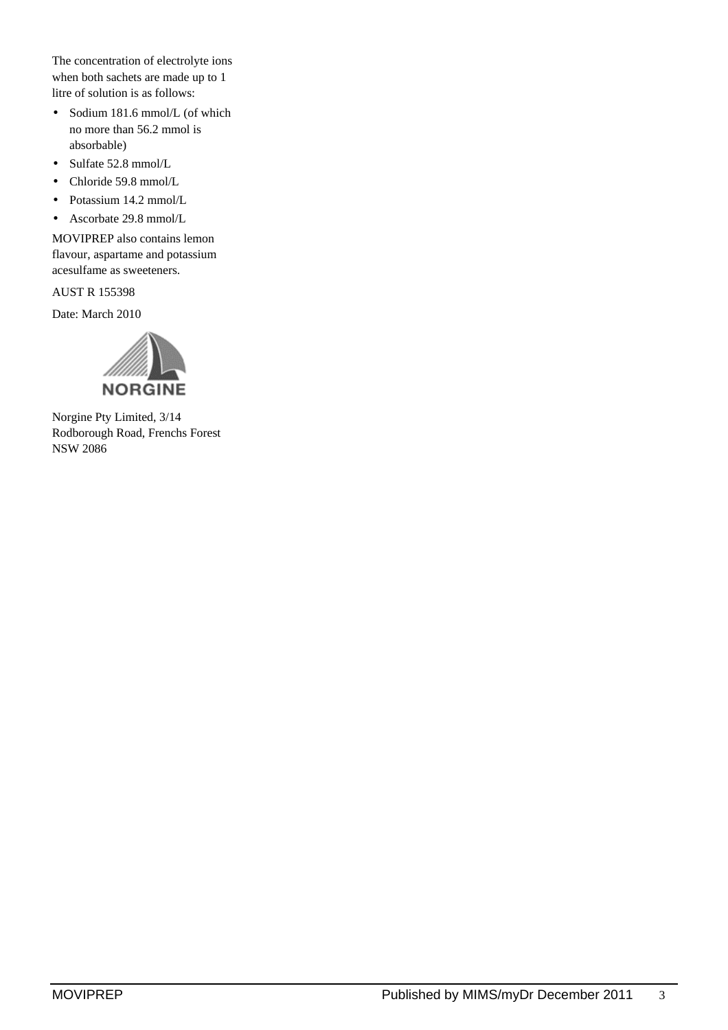The concentration of electrolyte ions when both sachets are made up to 1 litre of solution is as follows:

- Sodium 181.6 mmol/L (of which no more than 56.2 mmol is absorbable)
- Sulfate 52.8 mmol/L
- Chloride 59.8 mmol/L
- Potassium 14.2 mmol/L
- Ascorbate 29.8 mmol/L

MOVIPREP also contains lemon flavour, aspartame and potassium acesulfame as sweeteners.

AUST R 155398

Date: March 2010

NORGINE

Norgine Pty Limited, 3/14 Rodborough Road, Frenchs Forest NSW 2086